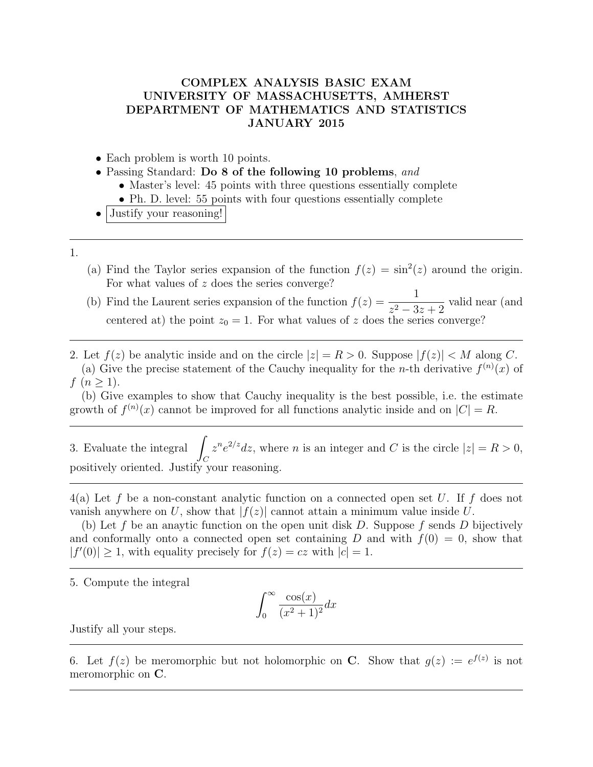# COMPLEX ANALYSIS BASIC EXAM
# UNIVERSITY OF MASSACHUSETTS, AMHERST
# DEPARTMENT OF MATHEMATICS AND STATISTICS
# JANUARY 2015

- Each problem is worth 10 points.
- Passing Standard: **Do 8 of the following 10 problems**, *and*
  - Master's level: 45 points with three questions essentially complete
  - Ph. D. level: 55 points with four questions essentially complete
- Justify your reasoning!

---

1.

(a) Find the Taylor series expansion of the function $f(z) = \sin^2(z)$ around the origin. For what values of $z$ does the series converge?

(b) Find the Laurent series expansion of the function $f(z) = \dfrac{1}{z^2 - 3z + 2}$ valid near (and centered at) the point $z_0 = 1$. For what values of $z$ does the series converge?

---

2. Let $f(z)$ be analytic inside and on the circle $|z| = R > 0$. Suppose $|f(z)| < M$ along $C$.

(a) Give the precise statement of the Cauchy inequality for the $n$-th derivative $f^{(n)}(x)$ of $f$ $(n \geq 1)$.

(b) Give examples to show that Cauchy inequality is the best possible, i.e. the estimate growth of $f^{(n)}(x)$ cannot be improved for all functions analytic inside and on $|C| = R$.

---

3. Evaluate the integral $\displaystyle\int_C z^n e^{2/z} dz$, where $n$ is an integer and $C$ is the circle $|z| = R > 0$, positively oriented. Justify your reasoning.

---

4(a) Let $f$ be a non-constant analytic function on a connected open set $U$. If $f$ does not vanish anywhere on $U$, show that $|f(z)|$ cannot attain a minimum value inside $U$.

(b) Let $f$ be an anaytic function on the open unit disk $D$. Suppose $f$ sends $D$ bijectively and conformally onto a connected open set containing $D$ and with $f(0) = 0$, show that $|f'(0)| \geq 1$, with equality precisely for $f(z) = cz$ with $|c| = 1$.

---

5. Compute the integral

$$\int_0^\infty \frac{\cos(x)}{(x^2 + 1)^2} dx$$

Justify all your steps.

---

6. Let $f(z)$ be meromorphic but not holomorphic on $\mathbf{C}$. Show that $g(z) := e^{f(z)}$ is not meromorphic on $\mathbf{C}$.

---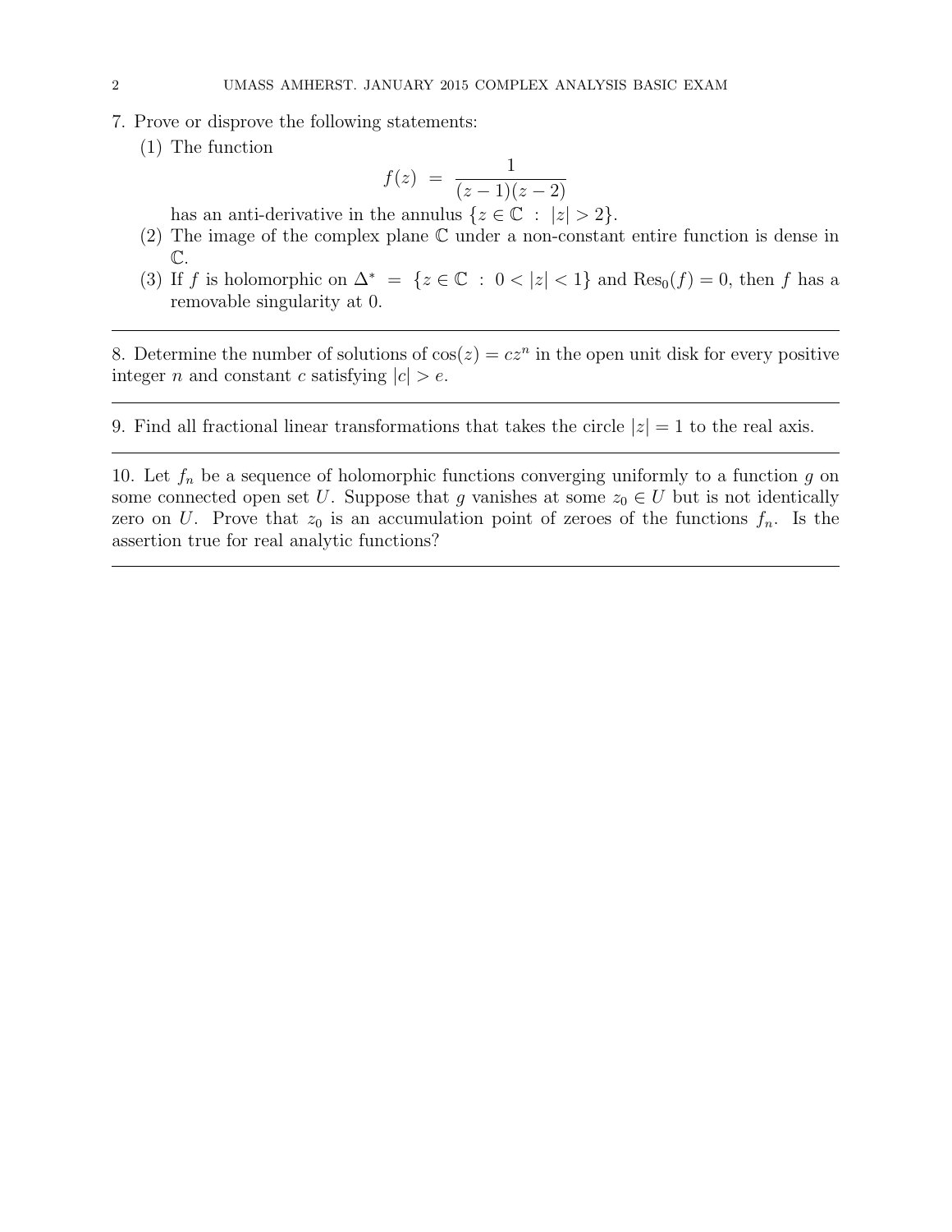7. Prove or disprove the following statements:

(1) The function

$$f(z) \;=\; \frac{1}{(z-1)(z-2)}$$

has an anti-derivative in the annulus $\{z \in \mathbb{C} \;:\; |z| > 2\}$.

(2) The image of the complex plane $\mathbb{C}$ under a non-constant entire function is dense in $\mathbb{C}$.

(3) If $f$ is holomorphic on $\Delta^* \;=\; \{z \in \mathbb{C} \;:\; 0 < |z| < 1\}$ and $\mathrm{Res}_0(f) = 0$, then $f$ has a removable singularity at 0.

---

8. Determine the number of solutions of $\cos(z) = cz^n$ in the open unit disk for every positive integer $n$ and constant $c$ satisfying $|c| > e$.

---

9. Find all fractional linear transformations that takes the circle $|z| = 1$ to the real axis.

---

10. Let $f_n$ be a sequence of holomorphic functions converging uniformly to a function $g$ on some connected open set $U$. Suppose that $g$ vanishes at some $z_0 \in U$ but is not identically zero on $U$. Prove that $z_0$ is an accumulation point of zeroes of the functions $f_n$. Is the assertion true for real analytic functions?

---